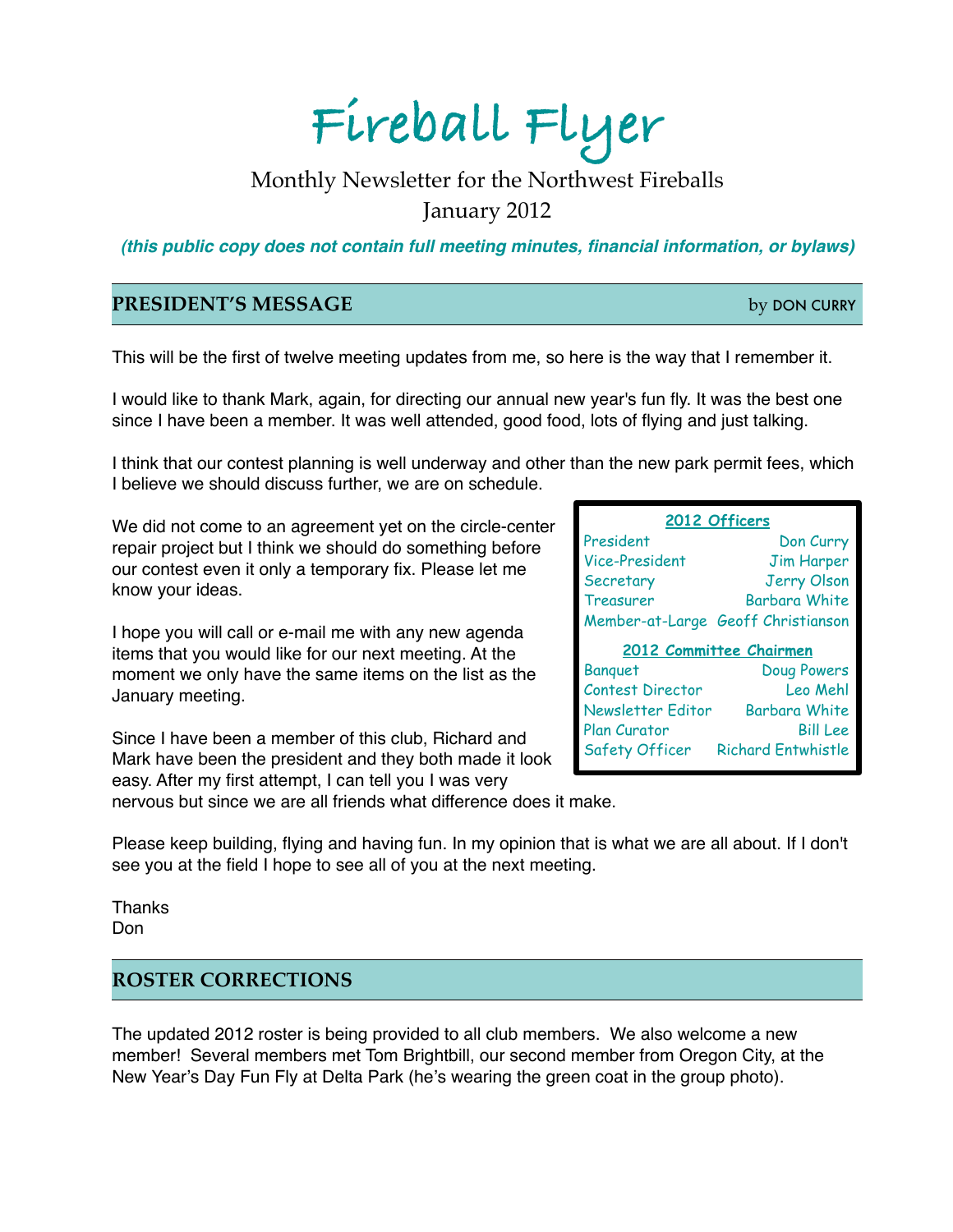# Fireball Flyer

Monthly Newsletter for the Northwest Fireballs
January 2012

***(this public copy does not contain full meeting minutes, financial information, or bylaws)***

## PRESIDENT'S MESSAGE

by DON CURRY

This will be the first of twelve meeting updates from me, so here is the way that I remember it.

I would like to thank Mark, again, for directing our annual new year's fun fly. It was the best one since I have been a member. It was well attended, good food, lots of flying and just talking.

I think that our contest planning is well underway and other than the new park permit fees, which I believe we should discuss further, we are on schedule.

We did not come to an agreement yet on the circle-center repair project but I think we should do something before our contest even it only a temporary fix. Please let me know your ideas.

I hope you will call or e-mail me with any new agenda items that you would like for our next meeting. At the moment we only have the same items on the list as the January meeting.

Since I have been a member of this club, Richard and Mark have been the president and they both made it look easy. After my first attempt, I can tell you I was very nervous but since we are all friends what difference does it make.

Please keep building, flying and having fun. In my opinion that is what we are all about. If I don't see you at the field I hope to see all of you at the next meeting.

Thanks
Don

| **2012 Officers** | |
|---|---|
| President | Don Curry |
| Vice-President | Jim Harper |
| Secretary | Jerry Olson |
| Treasurer | Barbara White |
| Member-at-Large | Geoff Christianson |
| **2012 Committee Chairmen** | |
| Banquet | Doug Powers |
| Contest Director | Leo Mehl |
| Newsletter Editor | Barbara White |
| Plan Curator | Bill Lee |
| Safety Officer | Richard Entwhistle |

## ROSTER CORRECTIONS

The updated 2012 roster is being provided to all club members. We also welcome a new member! Several members met Tom Brightbill, our second member from Oregon City, at the New Year's Day Fun Fly at Delta Park (he's wearing the green coat in the group photo).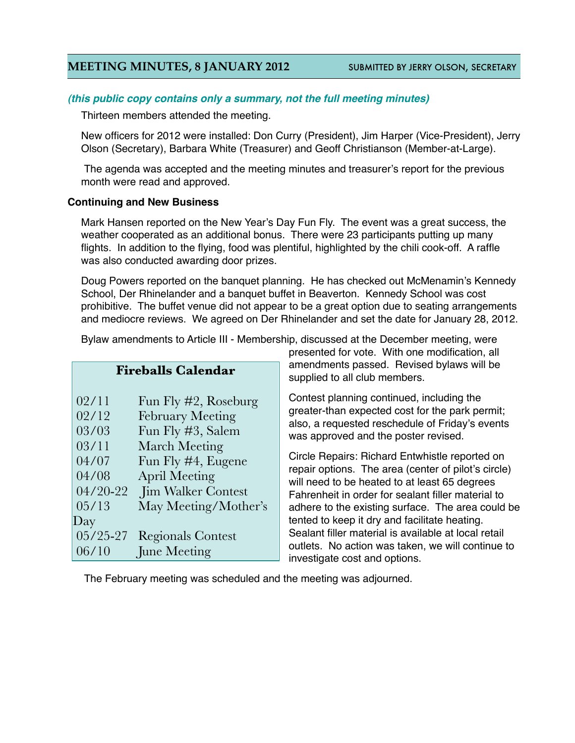## MEETING MINUTES, 8 JANUARY 2012

SUBMITTED BY JERRY OLSON, SECRETARY

***(this public copy contains only a summary, not the full meeting minutes)***

Thirteen members attended the meeting.

New officers for 2012 were installed: Don Curry (President), Jim Harper (Vice-President), Jerry Olson (Secretary), Barbara White (Treasurer) and Geoff Christianson (Member-at-Large).

The agenda was accepted and the meeting minutes and treasurer's report for the previous month were read and approved.

**Continuing and New Business**

Mark Hansen reported on the New Year's Day Fun Fly. The event was a great success, the weather cooperated as an additional bonus. There were 23 participants putting up many flights. In addition to the flying, food was plentiful, highlighted by the chili cook-off. A raffle was also conducted awarding door prizes.

Doug Powers reported on the banquet planning. He has checked out McMenamin's Kennedy School, Der Rhinelander and a banquet buffet in Beaverton. Kennedy School was cost prohibitive. The buffet venue did not appear to be a great option due to seating arrangements and mediocre reviews. We agreed on Der Rhinelander and set the date for January 28, 2012.

Bylaw amendments to Article III - Membership, discussed at the December meeting, were presented for vote. With one modification, all amendments passed. Revised bylaws will be supplied to all club members.

Contest planning continued, including the greater-than expected cost for the park permit; also, a requested reschedule of Friday's events was approved and the poster revised.

Circle Repairs: Richard Entwhistle reported on repair options. The area (center of pilot's circle) will need to be heated to at least 65 degrees Fahrenheit in order for sealant filler material to adhere to the existing surface. The area could be tented to keep it dry and facilitate heating. Sealant filler material is available at local retail outlets. No action was taken, we will continue to investigate cost and options.

The February meeting was scheduled and the meeting was adjourned.

### Fireballs Calendar

| | |
|---|---|
| 02/11 | Fun Fly #2, Roseburg |
| 02/12 | February Meeting |
| 03/03 | Fun Fly #3, Salem |
| 03/11 | March Meeting |
| 04/07 | Fun Fly #4, Eugene |
| 04/08 | April Meeting |
| 04/20-22 | Jim Walker Contest |
| 05/13 | May Meeting/Mother's Day |
| 05/25-27 | Regionals Contest |
| 06/10 | June Meeting |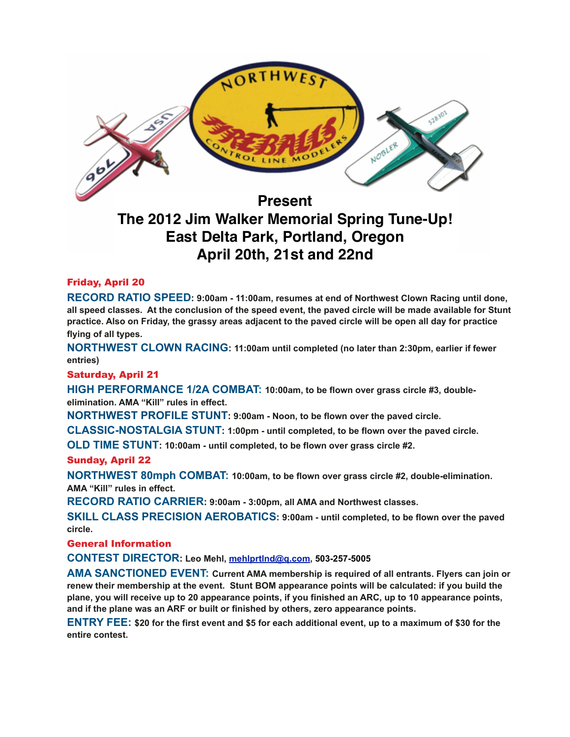**Present**

# The 2012 Jim Walker Memorial Spring Tune-Up!
# East Delta Park, Portland, Oregon
# April 20th, 21st and 22nd

## Friday, April 20

**RECORD RATIO SPEED: 9:00am - 11:00am, resumes at end of Northwest Clown Racing until done, all speed classes. At the conclusion of the speed event, the paved circle will be made available for Stunt practice. Also on Friday, the grassy areas adjacent to the paved circle will be open all day for practice flying of all types.**

**NORTHWEST CLOWN RACING: 11:00am until completed (no later than 2:30pm, earlier if fewer entries)**

## Saturday, April 21

**HIGH PERFORMANCE 1/2A COMBAT: 10:00am, to be flown over grass circle #3, double-elimination. AMA "Kill" rules in effect.**

**NORTHWEST PROFILE STUNT: 9:00am - Noon, to be flown over the paved circle.**

**CLASSIC-NOSTALGIA STUNT: 1:00pm - until completed, to be flown over the paved circle.**

**OLD TIME STUNT: 10:00am - until completed, to be flown over grass circle #2.**

## Sunday, April 22

**NORTHWEST 80mph COMBAT: 10:00am, to be flown over grass circle #2, double-elimination. AMA "Kill" rules in effect.**

**RECORD RATIO CARRIER: 9:00am - 3:00pm, all AMA and Northwest classes.**

**SKILL CLASS PRECISION AEROBATICS: 9:00am - until completed, to be flown over the paved circle.**

## General Information

**CONTEST DIRECTOR: Leo Mehl, mehlprtlnd@q.com, 503-257-5005**

**AMA SANCTIONED EVENT: Current AMA membership is required of all entrants. Flyers can join or renew their membership at the event. Stunt BOM appearance points will be calculated: if you build the plane, you will receive up to 20 appearance points, if you finished an ARC, up to 10 appearance points, and if the plane was an ARF or built or finished by others, zero appearance points.**

**ENTRY FEE: $20 for the first event and $5 for each additional event, up to a maximum of $30 for the entire contest.**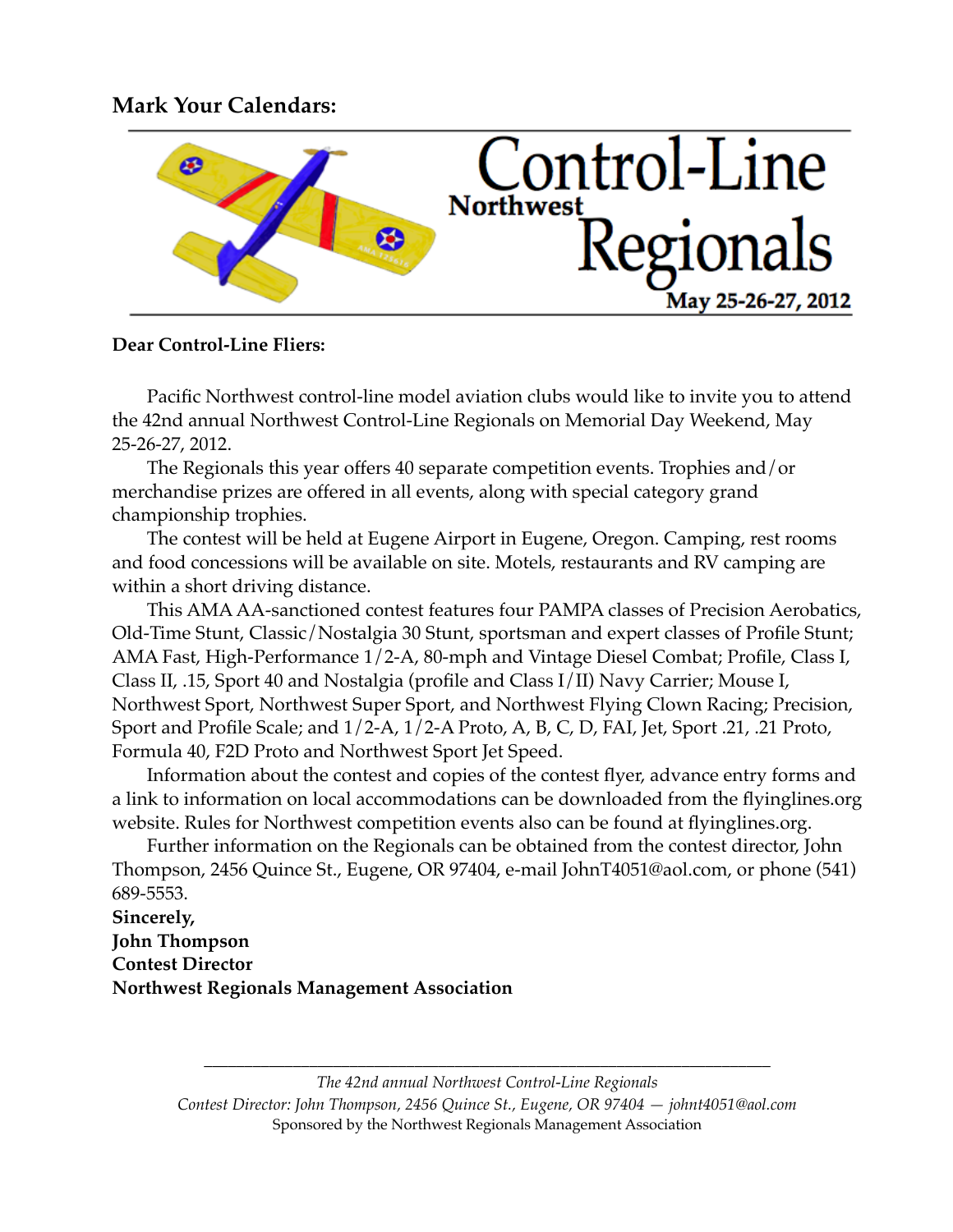## Mark Your Calendars:

# Control-Line Northwest Regionals

**May 25-26-27, 2012**

**Dear Control-Line Fliers:**

Pacific Northwest control-line model aviation clubs would like to invite you to attend the 42nd annual Northwest Control-Line Regionals on Memorial Day Weekend, May 25-26-27, 2012.

The Regionals this year offers 40 separate competition events. Trophies and/or merchandise prizes are offered in all events, along with special category grand championship trophies.

The contest will be held at Eugene Airport in Eugene, Oregon. Camping, rest rooms and food concessions will be available on site. Motels, restaurants and RV camping are within a short driving distance.

This AMA AA-sanctioned contest features four PAMPA classes of Precision Aerobatics, Old-Time Stunt, Classic/Nostalgia 30 Stunt, sportsman and expert classes of Profile Stunt; AMA Fast, High-Performance 1/2-A, 80-mph and Vintage Diesel Combat; Profile, Class I, Class II, .15, Sport 40 and Nostalgia (profile and Class I/II) Navy Carrier; Mouse I, Northwest Sport, Northwest Super Sport, and Northwest Flying Clown Racing; Precision, Sport and Profile Scale; and 1/2-A, 1/2-A Proto, A, B, C, D, FAI, Jet, Sport .21, .21 Proto, Formula 40, F2D Proto and Northwest Sport Jet Speed.

Information about the contest and copies of the contest flyer, advance entry forms and a link to information on local accommodations can be downloaded from the flyinglines.org website. Rules for Northwest competition events also can be found at flyinglines.org.

Further information on the Regionals can be obtained from the contest director, John Thompson, 2456 Quince St., Eugene, OR 97404, e-mail JohnT4051@aol.com, or phone (541) 689-5553.

**Sincerely,**
**John Thompson**
**Contest Director**
**Northwest Regionals Management Association**

---

*The 42nd annual Northwest Control-Line Regionals*
*Contest Director: John Thompson, 2456 Quince St., Eugene, OR 97404 — johnt4051@aol.com*
Sponsored by the Northwest Regionals Management Association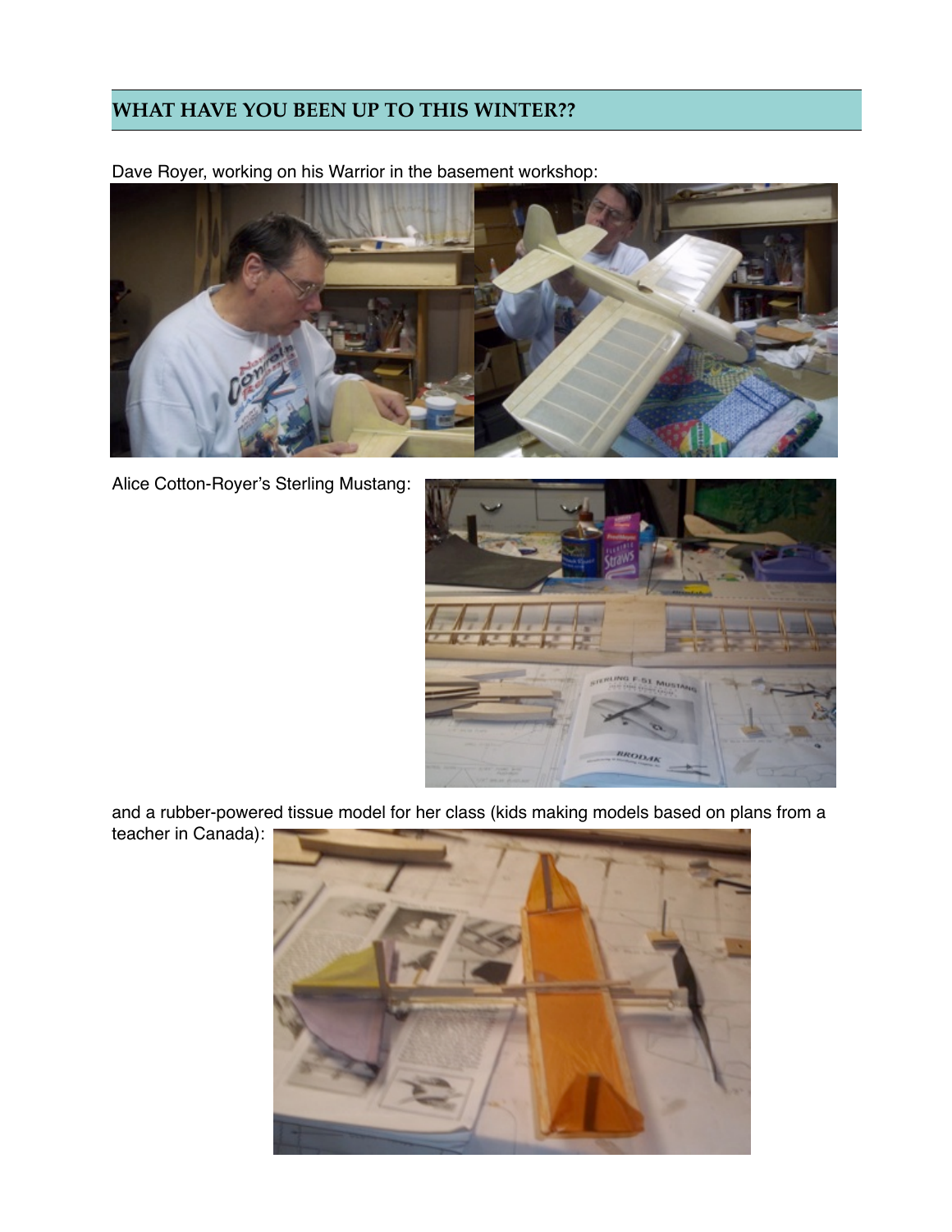## WHAT HAVE YOU BEEN UP TO THIS WINTER??

Dave Royer, working on his Warrior in the basement workshop:

Alice Cotton-Royer's Sterling Mustang:

and a rubber-powered tissue model for her class (kids making models based on plans from a teacher in Canada):